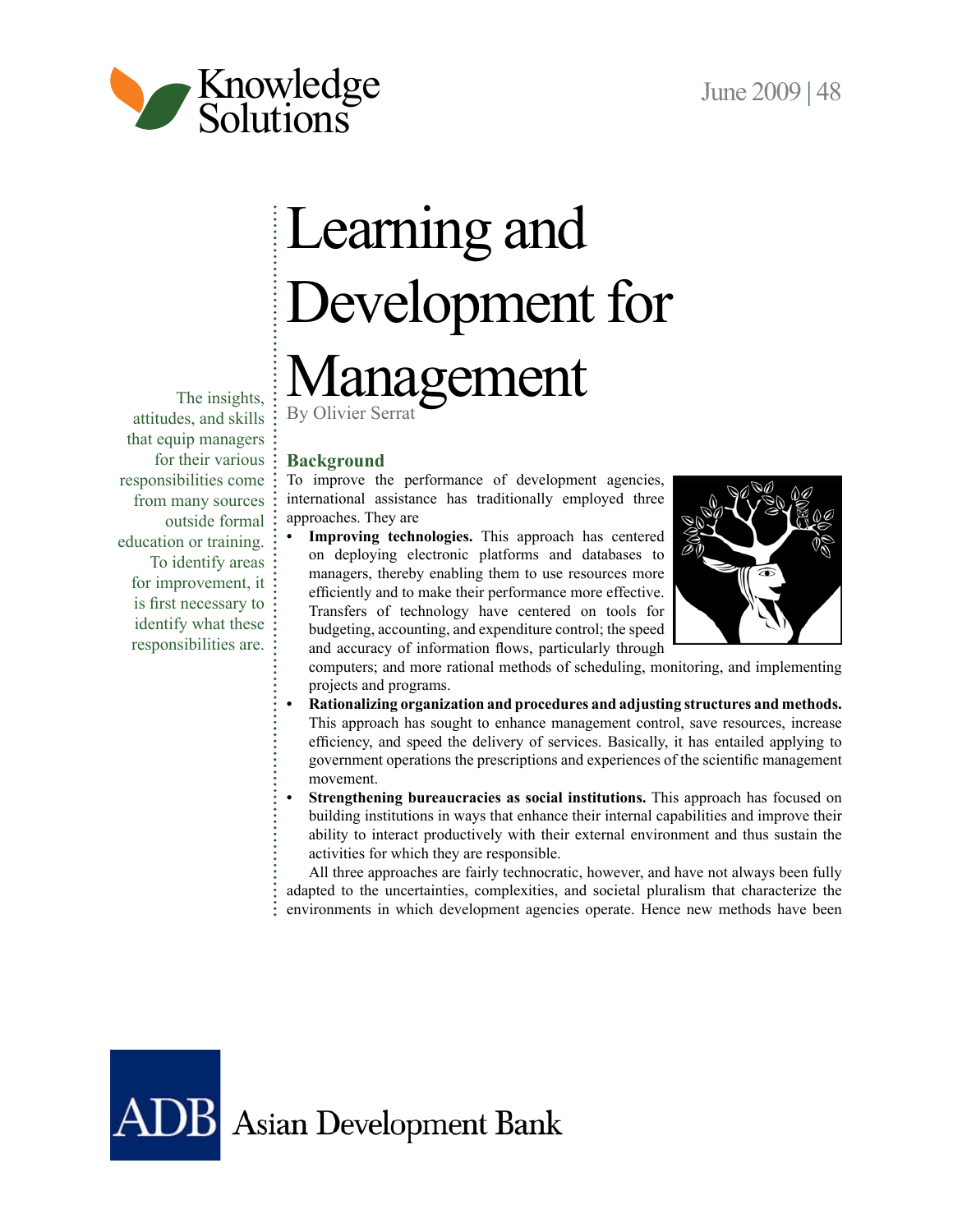# Learning and Development for Management

By Olivier Serrat

The insights, attitudes, and skills that equip managers for their various responsibilities come from many sources outside formal education or training. To identify areas for improvement, it is first necessary to identify what these responsibilities are.

## Background

To improve the performance of development agencies, international assistance has traditionally employed three approaches. They are

- **Improving technologies.** This approach has centered on deploying electronic platforms and databases to managers, thereby enabling them to use resources more efficiently and to make their performance more effective. Transfers of technology have centered on tools for budgeting, accounting, and expenditure control; the speed and accuracy of information flows, particularly through computers; and more rational methods of scheduling, monitoring, and implementing projects and programs.
- **Rationalizing organization and procedures and adjusting structures and methods.** This approach has sought to enhance management control, save resources, increase efficiency, and speed the delivery of services. Basically, it has entailed applying to government operations the prescriptions and experiences of the scientific management movement.
- **Strengthening bureaucracies as social institutions.** This approach has focused on building institutions in ways that enhance their internal capabilities and improve their ability to interact productively with their external environment and thus sustain the activities for which they are responsible.

All three approaches are fairly technocratic, however, and have not always been fully adapted to the uncertainties, complexities, and societal pluralism that characterize the environments in which development agencies operate. Hence new methods have been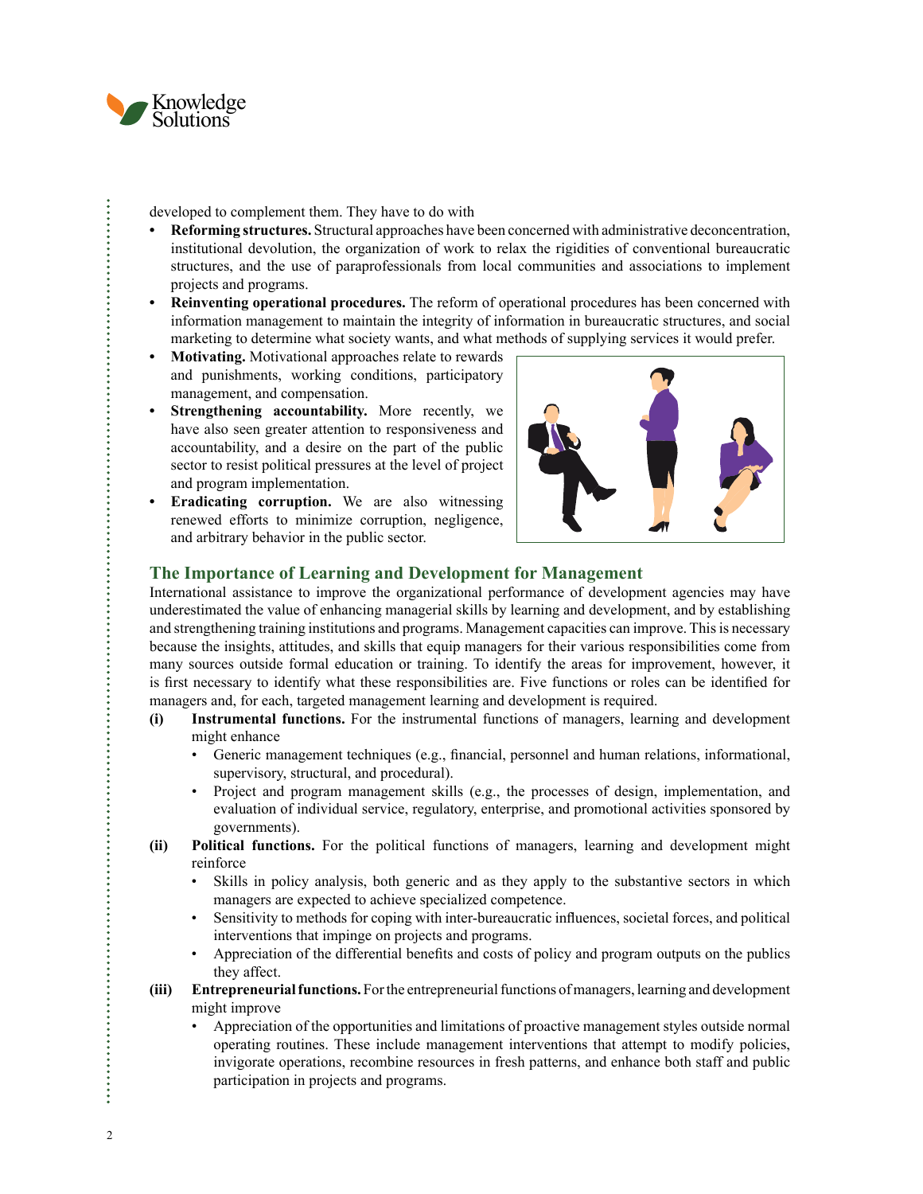developed to complement them. They have to do with

- **Reforming structures.** Structural approaches have been concerned with administrative deconcentration, institutional devolution, the organization of work to relax the rigidities of conventional bureaucratic structures, and the use of paraprofessionals from local communities and associations to implement projects and programs.
- **Reinventing operational procedures.** The reform of operational procedures has been concerned with information management to maintain the integrity of information in bureaucratic structures, and social marketing to determine what society wants, and what methods of supplying services it would prefer.
- **Motivating.** Motivational approaches relate to rewards and punishments, working conditions, participatory management, and compensation.
- **Strengthening accountability.** More recently, we have also seen greater attention to responsiveness and accountability, and a desire on the part of the public sector to resist political pressures at the level of project and program implementation.
- **Eradicating corruption.** We are also witnessing renewed efforts to minimize corruption, negligence, and arbitrary behavior in the public sector.

## The Importance of Learning and Development for Management

International assistance to improve the organizational performance of development agencies may have underestimated the value of enhancing managerial skills by learning and development, and by establishing and strengthening training institutions and programs. Management capacities can improve. This is necessary because the insights, attitudes, and skills that equip managers for their various responsibilities come from many sources outside formal education or training. To identify the areas for improvement, however, it is first necessary to identify what these responsibilities are. Five functions or roles can be identified for managers and, for each, targeted management learning and development is required.

**(i)** **Instrumental functions.** For the instrumental functions of managers, learning and development might enhance

- Generic management techniques (e.g., financial, personnel and human relations, informational, supervisory, structural, and procedural).
- Project and program management skills (e.g., the processes of design, implementation, and evaluation of individual service, regulatory, enterprise, and promotional activities sponsored by governments).

**(ii)** **Political functions.** For the political functions of managers, learning and development might reinforce

- Skills in policy analysis, both generic and as they apply to the substantive sectors in which managers are expected to achieve specialized competence.
- Sensitivity to methods for coping with inter-bureaucratic influences, societal forces, and political interventions that impinge on projects and programs.
- Appreciation of the differential benefits and costs of policy and program outputs on the publics they affect.

**(iii)** **Entrepreneurial functions.** For the entrepreneurial functions of managers, learning and development might improve

- Appreciation of the opportunities and limitations of proactive management styles outside normal operating routines. These include management interventions that attempt to modify policies, invigorate operations, recombine resources in fresh patterns, and enhance both staff and public participation in projects and programs.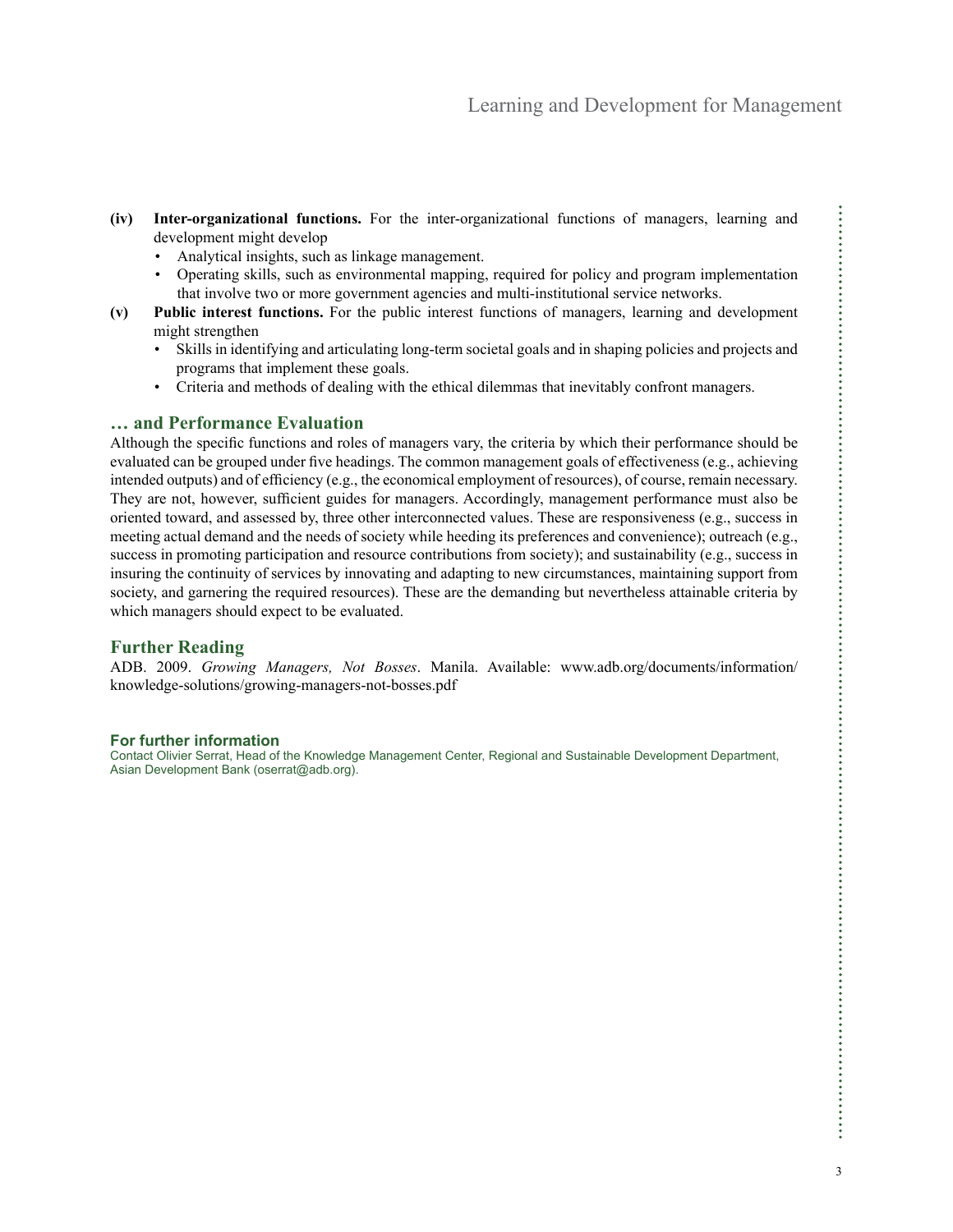**(iv) Inter-organizational functions.** For the inter-organizational functions of managers, learning and development might develop

- Analytical insights, such as linkage management.
- Operating skills, such as environmental mapping, required for policy and program implementation that involve two or more government agencies and multi-institutional service networks.

**(v) Public interest functions.** For the public interest functions of managers, learning and development might strengthen

- Skills in identifying and articulating long-term societal goals and in shaping policies and projects and programs that implement these goals.
- Criteria and methods of dealing with the ethical dilemmas that inevitably confront managers.

## … and Performance Evaluation

Although the specific functions and roles of managers vary, the criteria by which their performance should be evaluated can be grouped under five headings. The common management goals of effectiveness (e.g., achieving intended outputs) and of efficiency (e.g., the economical employment of resources), of course, remain necessary. They are not, however, sufficient guides for managers. Accordingly, management performance must also be oriented toward, and assessed by, three other interconnected values. These are responsiveness (e.g., success in meeting actual demand and the needs of society while heeding its preferences and convenience); outreach (e.g., success in promoting participation and resource contributions from society); and sustainability (e.g., success in insuring the continuity of services by innovating and adapting to new circumstances, maintaining support from society, and garnering the required resources). These are the demanding but nevertheless attainable criteria by which managers should expect to be evaluated.

## Further Reading

ADB. 2009. *Growing Managers, Not Bosses*. Manila. Available: www.adb.org/documents/information/knowledge-solutions/growing-managers-not-bosses.pdf

**For further information**

Contact Olivier Serrat, Head of the Knowledge Management Center, Regional and Sustainable Development Department, Asian Development Bank (oserrat@adb.org).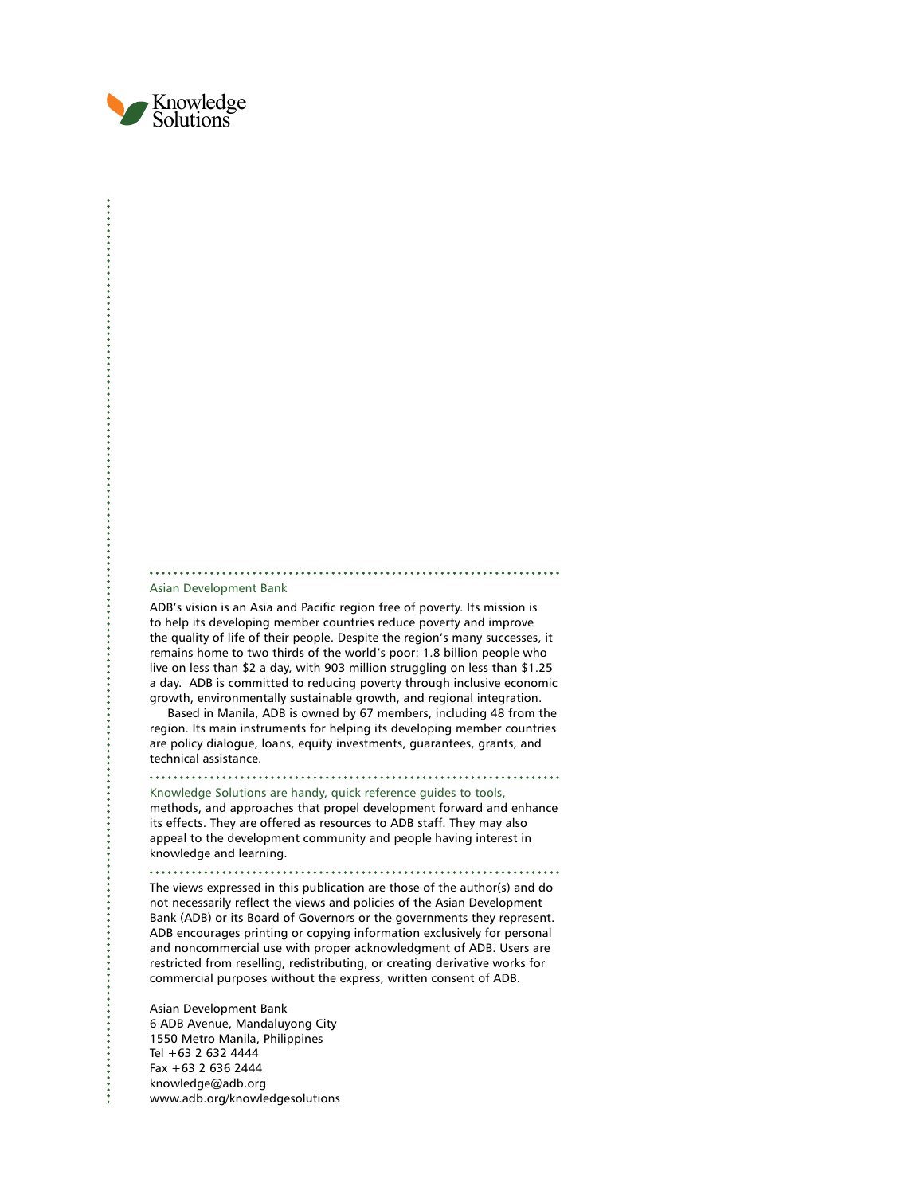Knowledge Solutions

## Asian Development Bank

ADB's vision is an Asia and Pacific region free of poverty. Its mission is to help its developing member countries reduce poverty and improve the quality of life of their people. Despite the region's many successes, it remains home to two thirds of the world's poor: 1.8 billion people who live on less than $2 a day, with 903 million struggling on less than $1.25 a day. ADB is committed to reducing poverty through inclusive economic growth, environmentally sustainable growth, and regional integration.

Based in Manila, ADB is owned by 67 members, including 48 from the region. Its main instruments for helping its developing member countries are policy dialogue, loans, equity investments, guarantees, grants, and technical assistance.

Knowledge Solutions are handy, quick reference guides to tools, methods, and approaches that propel development forward and enhance its effects. They are offered as resources to ADB staff. They may also appeal to the development community and people having interest in knowledge and learning.

The views expressed in this publication are those of the author(s) and do not necessarily reflect the views and policies of the Asian Development Bank (ADB) or its Board of Governors or the governments they represent. ADB encourages printing or copying information exclusively for personal and noncommercial use with proper acknowledgment of ADB. Users are restricted from reselling, redistributing, or creating derivative works for commercial purposes without the express, written consent of ADB.

Asian Development Bank
6 ADB Avenue, Mandaluyong City
1550 Metro Manila, Philippines
Tel +63 2 632 4444
Fax +63 2 636 2444
knowledge@adb.org
www.adb.org/knowledgesolutions